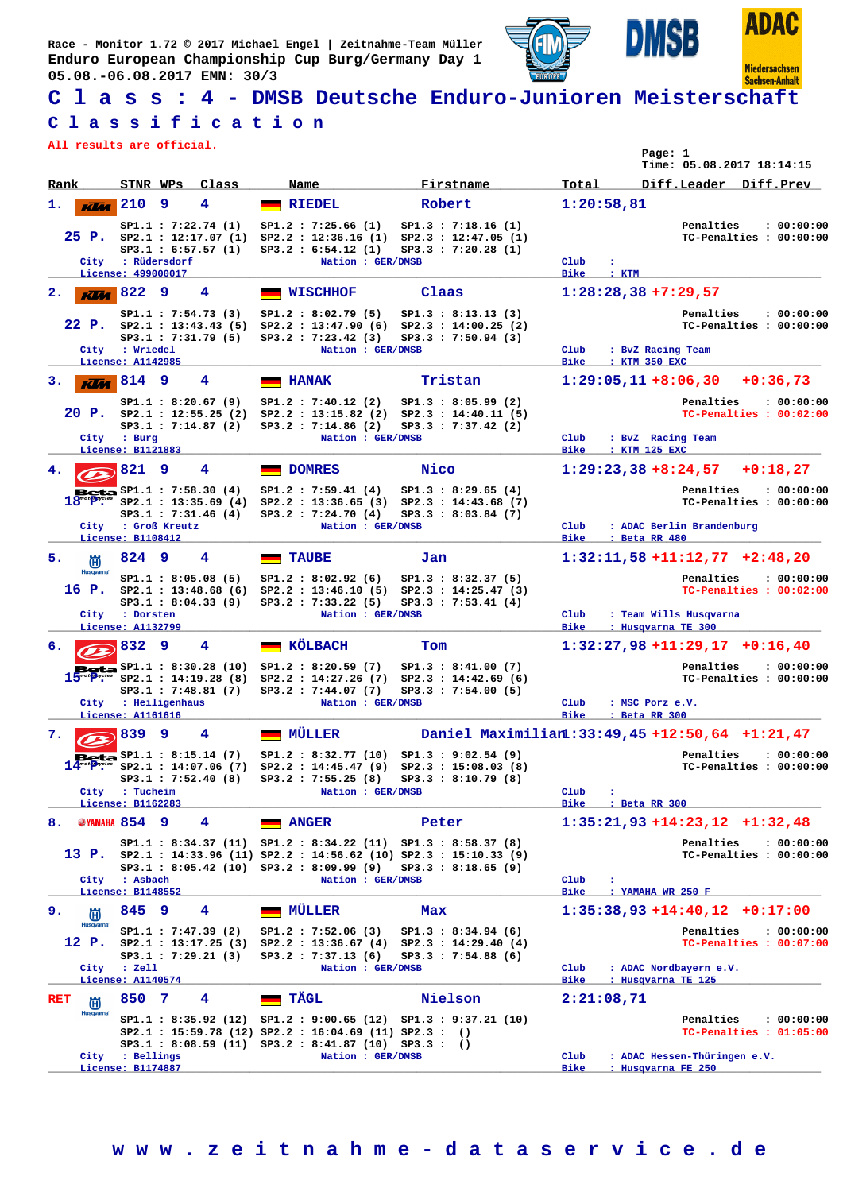Race - Monitor 1.72 © 2017 Michael Engel | Zeitnahme-Team Müller
Enduro European Championship Cup Burg/Germany Day 1
05.08.-06.08.2017 EMN: 30/3

# C l a s s : 4 - DMSB Deutsche Enduro-Junioren Meisterschaft

## C l a s s i f i c a t i o n

All results are official.

Page: 1
Time: 05.08.2017 18:14:15

| Rank | STNR | WPs | Class | Name | Firstname | Total | Diff.Leader | Diff.Prev |
|---|---|---|---|---|---|---|---|---|
| 1. | 210 | 9 | 4 | RIEDEL | Robert | 1:20:58,81 | | |
| 2. | 822 | 9 | 4 | WISCHHOF | Claas | 1:28:28,38 | +7:29,57 | |
| 3. | 814 | 9 | 4 | HANAK | Tristan | 1:29:05,11 | +8:06,30 | +0:36,73 |
| 4. | 821 | 9 | 4 | DOMRES | Nico | 1:29:23,38 | +8:24,57 | +0:18,27 |
| 5. | 824 | 9 | 4 | TAUBE | Jan | 1:32:11,58 | +11:12,77 | +2:48,20 |
| 6. | 832 | 9 | 4 | KÖLBACH | Tom | 1:32:27,98 | +11:29,17 | +0:16,40 |
| 7. | 839 | 9 | 4 | MÜLLER | Daniel Maximilian | 1:33:49,45 | +12:50,64 | +1:21,47 |
| 8. | 854 | 9 | 4 | ANGER | Peter | 1:35:21,93 | +14:23,12 | +1:32,48 |
| 9. | 845 | 9 | 4 | MÜLLER | Max | 1:35:38,93 | +14:40,12 | +0:17,00 |
| RET | 850 | 7 | 4 | TÄGL | Nielson | 2:21:08,71 | | |

**1. RIEDEL Robert** (210) – 25 P.
SP1.1 : 7:22.74 (1) SP1.2 : 7:25.66 (1) SP1.3 : 7:18.16 (1)
SP2.1 : 12:17.07 (1) SP2.2 : 12:36.16 (1) SP2.3 : 12:47.05 (1)
SP3.1 : 6:57.57 (1) SP3.2 : 6:54.12 (1) SP3.3 : 7:20.28 (1)
Penalties : 00:00:00 — TC-Penalties : 00:00:00
City : Rüdersdorf — License: 499000017 — Nation : GER/DMSB — Club : — Bike : KTM

**2. WISCHHOF Claas** (822) – 22 P.
SP1.1 : 7:54.73 (3) SP1.2 : 8:02.79 (5) SP1.3 : 8:13.13 (3)
SP2.1 : 13:43.43 (5) SP2.2 : 13:47.90 (6) SP2.3 : 14:00.25 (2)
SP3.1 : 7:31.79 (5) SP3.2 : 7:23.42 (3) SP3.3 : 7:50.94 (3)
Penalties : 00:00:00 — TC-Penalties : 00:00:00
City : Wriedel — License: A1142985 — Nation : GER/DMSB — Club : BvZ Racing Team — Bike : KTM 350 EXC

**3. HANAK Tristan** (814) – 20 P.
SP1.1 : 8:20.67 (9) SP1.2 : 7:40.12 (2) SP1.3 : 8:05.99 (2)
SP2.1 : 12:55.25 (2) SP2.2 : 13:15.82 (2) SP2.3 : 14:40.11 (5)
SP3.1 : 7:14.87 (2) SP3.2 : 7:14.86 (2) SP3.3 : 7:37.42 (2)
Penalties : 00:00:00 — TC-Penalties : 00:02:00
City : Burg — License: B1121883 — Nation : GER/DMSB — Club : BvZ Racing Team — Bike : KTM 125 EXC

**4. DOMRES Nico** (821) – 18 P.
SP1.1 : 7:58.30 (4) SP1.2 : 7:59.41 (4) SP1.3 : 8:29.65 (4)
SP2.1 : 13:35.69 (4) SP2.2 : 13:36.65 (3) SP2.3 : 14:43.68 (7)
SP3.1 : 7:31.46 (4) SP3.2 : 7:24.70 (4) SP3.3 : 8:03.84 (7)
Penalties : 00:00:00 — TC-Penalties : 00:00:00
City : Groß Kreutz — License: B1108412 — Nation : GER/DMSB — Club : ADAC Berlin Brandenburg — Bike : Beta RR 480

**5. TAUBE Jan** (824) – 16 P.
SP1.1 : 8:05.08 (5) SP1.2 : 8:02.92 (6) SP1.3 : 8:32.37 (5)
SP2.1 : 13:48.68 (6) SP2.2 : 13:46.10 (5) SP2.3 : 14:25.47 (3)
SP3.1 : 8:04.33 (9) SP3.2 : 7:33.22 (5) SP3.3 : 7:53.41 (4)
Penalties : 00:00:00 — TC-Penalties : 00:02:00
City : Dorsten — License: A1132799 — Nation : GER/DMSB — Club : Team Wills Husqvarna — Bike : Husqvarna TE 300

**6. KÖLBACH Tom** (832) – 15 P.
SP1.1 : 8:30.28 (10) SP1.2 : 8:20.59 (7) SP1.3 : 8:41.00 (7)
SP2.1 : 14:19.28 (8) SP2.2 : 14:27.26 (7) SP2.3 : 14:42.69 (6)
SP3.1 : 7:48.81 (7) SP3.2 : 7:44.07 (7) SP3.3 : 7:54.00 (5)
Penalties : 00:00:00 — TC-Penalties : 00:00:00
City : Heiligenhaus — License: A1161616 — Nation : GER/DMSB — Club : MSC Porz e.V. — Bike : Beta RR 300

**7. MÜLLER Daniel Maximilian** (839) – 14 P.
SP1.1 : 8:15.14 (7) SP1.2 : 8:32.77 (10) SP1.3 : 9:02.54 (9)
SP2.1 : 14:07.06 (7) SP2.2 : 14:45.47 (9) SP2.3 : 15:08.03 (8)
SP3.1 : 7:52.40 (8) SP3.2 : 7:55.25 (8) SP3.3 : 8:10.79 (8)
Penalties : 00:00:00 — TC-Penalties : 00:00:00
City : Tucheim — License: B1162283 — Nation : GER/DMSB — Club : — Bike : Beta RR 300

**8. ANGER Peter** (854) – 13 P.
SP1.1 : 8:34.37 (11) SP1.2 : 8:34.22 (11) SP1.3 : 8:58.37 (8)
SP2.1 : 14:33.96 (11) SP2.2 : 14:56.62 (10) SP2.3 : 15:10.33 (9)
SP3.1 : 8:05.42 (10) SP3.2 : 8:09.99 (9) SP3.3 : 8:18.65 (9)
Penalties : 00:00:00 — TC-Penalties : 00:00:00
City : Asbach — License: B1148552 — Nation : GER/DMSB — Club : — Bike : YAMAHA WR 250 F

**9. MÜLLER Max** (845) – 12 P.
SP1.1 : 7:47.39 (2) SP1.2 : 7:52.06 (3) SP1.3 : 8:34.94 (6)
SP2.1 : 13:17.25 (3) SP2.2 : 13:36.67 (4) SP2.3 : 14:29.40 (4)
SP3.1 : 7:29.21 (3) SP3.2 : 7:37.13 (6) SP3.3 : 7:54.88 (6)
Penalties : 00:00:00 — TC-Penalties : 00:07:00
City : Zell — License: A1140574 — Nation : GER/DMSB — Club : ADAC Nordbayern e.V. — Bike : Husqvarna TE 125

**RET TÄGL Nielson** (850)
SP1.1 : 8:35.92 (12) SP1.2 : 9:00.65 (12) SP1.3 : 9:37.21 (10)
SP2.1 : 15:59.78 (12) SP2.2 : 16:04.69 (11) SP2.3 : ()
SP3.1 : 8:08.59 (11) SP3.2 : 8:41.87 (10) SP3.3 : ()
Penalties : 00:00:00 — TC-Penalties : 01:05:00
City : Bellings — License: B1174887 — Nation : GER/DMSB — Club : ADAC Hessen-Thüringen e.V. — Bike : Husqvarna FE 250

w w w . z e i t n a h m e - d a t a s e r v i c e . d e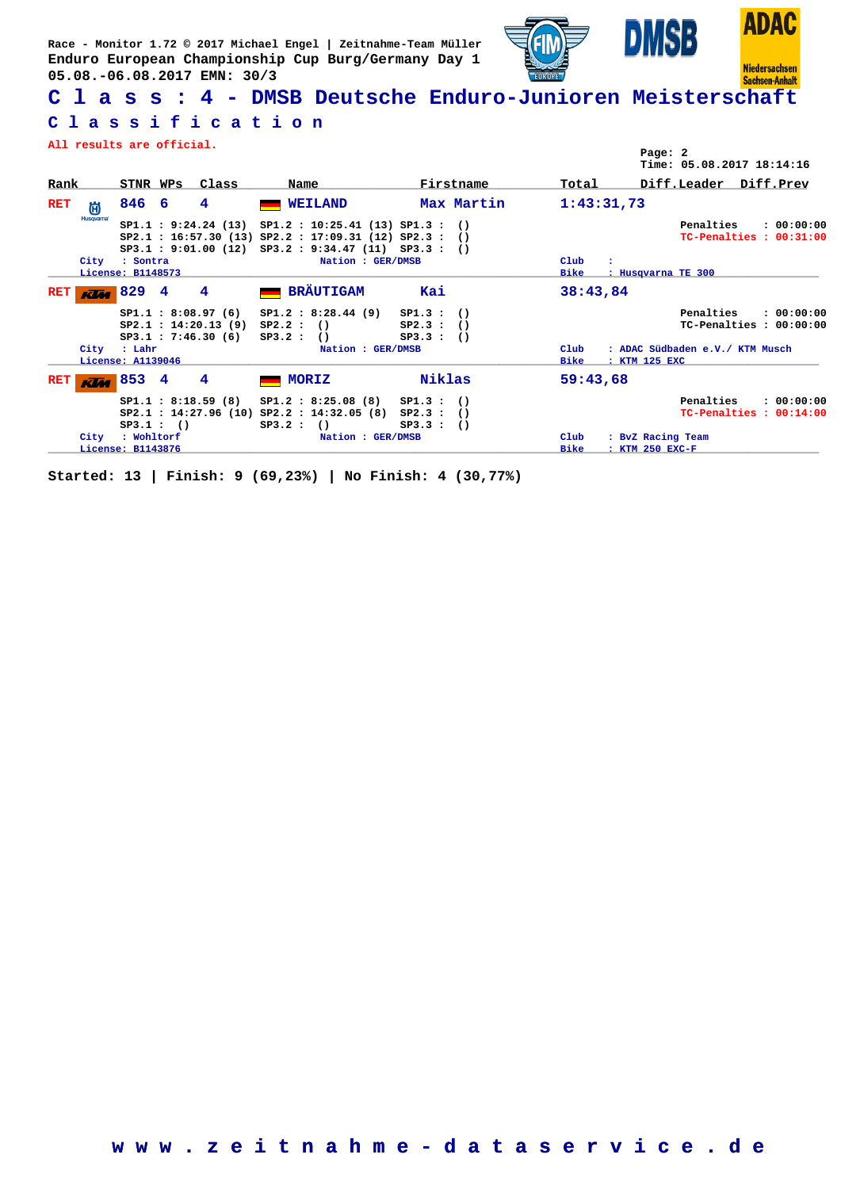Race - Monitor 1.72 © 2017 Michael Engel | Zeitnahme-Team Müller
Enduro European Championship Cup Burg/Germany Day 1
05.08.-06.08.2017 EMN: 30/3

# C l a s s : 4 - DMSB Deutsche Enduro-Junioren Meisterschaft

## C l a s s i f i c a t i o n

All results are official.

Time: 05.08.2017 18:14:16

| Rank | STNR | WPs | Class | Name | Firstname | Total | Diff.Leader | Diff.Prev |
|---|---|---|---|---|---|---|---|---|
| RET | 846 | 6 | 4 | WEILAND | Max Martin | 1:43:31,73 | | |

SP1.1 : 9:24.24 (13) SP1.2 : 10:25.41 (13) SP1.3 : ()
SP2.1 : 16:57.30 (13) SP2.2 : 17:09.31 (12) SP2.3 : ()
SP3.1 : 9:01.00 (12) SP3.2 : 9:34.47 (11) SP3.3 : ()
Penalties : 00:00:00
TC-Penalties : 00:31:00
City : Sontra — Nation : GER/DMSB — Club :
License: B1148573 — Bike : Husqvarna TE 300

| Rank | STNR | WPs | Class | Name | Firstname | Total | Diff.Leader | Diff.Prev |
|---|---|---|---|---|---|---|---|---|
| RET | 829 | 4 | 4 | BRÄUTIGAM | Kai | 38:43,84 | | |

SP1.1 : 8:08.97 (6) SP1.2 : 8:28.44 (9) SP1.3 : ()
SP2.1 : 14:20.13 (9) SP2.2 : () SP2.3 : ()
SP3.1 : 7:46.30 (6) SP3.2 : () SP3.3 : ()
Penalties : 00:00:00
TC-Penalties : 00:00:00
City : Lahr — Nation : GER/DMSB — Club : ADAC Südbaden e.V./ KTM Musch
License: A1139046 — Bike : KTM 125 EXC

| Rank | STNR | WPs | Class | Name | Firstname | Total | Diff.Leader | Diff.Prev |
|---|---|---|---|---|---|---|---|---|
| RET | 853 | 4 | 4 | MORIZ | Niklas | 59:43,68 | | |

SP1.1 : 8:18.59 (8) SP1.2 : 8:25.08 (8) SP1.3 : ()
SP2.1 : 14:27.96 (10) SP2.2 : 14:32.05 (8) SP2.3 : ()
SP3.1 : () SP3.2 : () SP3.3 : ()
Penalties : 00:00:00
TC-Penalties : 00:14:00
City : Wohltorf — Nation : GER/DMSB — Club : BvZ Racing Team
License: B1143876 — Bike : KTM 250 EXC-F

Started: 13 | Finish: 9 (69,23%) | No Finish: 4 (30,77%)

w w w . z e i t n a h m e - d a t a s e r v i c e . d e